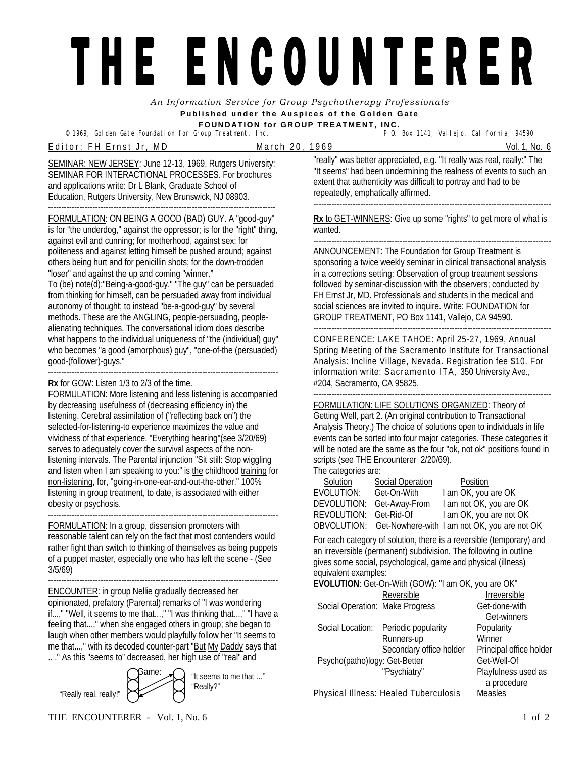# THE ENCOUNTER

*An Information Service for Group Psychotherapy Professionals*

**Published under the Auspices of the Golden Gate FOUNDATION for GROUP TREATMENT, INC.**

© 1969, Golden Gate Foundation for Group Treatment, Inc. P.O. Box 1141, Vallejo, California, 94590

Editor: FH Ernst Jr, MD — March 20, 1969 — Vol. 1, No. 6

SEMINAR: NEW JERSEY: June 12-13, 1969, Rutgers University: SEMINAR FOR INTERACTIONAL PROCESSES. For brochures and applications write: Dr L Blank, Graduate School of Education, Rutgers University, New Brunswick, NJ 08903.

---

FORMULATION: ON BEING A GOOD (BAD) GUY. A "good-guy" is for "the underdog," against the oppressor; is for the "right" thing, against evil and cunning; for motherhood, against sex; for politeness and against letting himself be pushed around; against others being hurt and for penicillin shots; for the down-trodden "loser" and against the up and coming "winner."

To (be) note(d):"Being-a-good-guy." "The guy" can be persuaded from thinking for himself, can be persuaded away from individual autonomy of thought; to instead "be-a-good-guy" by several methods. These are the ANGLING, people-persuading, people-alienating techniques. The conversational idiom does describe what happens to the individual uniqueness of "the (individual) guy" who becomes "a good (amorphous) guy", "one-of-the (persuaded) good-(follower)-guys."

---

**Rx** for GOW: Listen 1/3 to 2/3 of the time.

FORMULATION: More listening and less listening is accompanied by decreasing usefulness of (decreasing efficiency in) the listening. Cerebral assimilation of ("reflecting back on") the selected-for-listening-to experience maximizes the value and vividness of that experience. "Everything hearing"(see 3/20/69) serves to adequately cover the survival aspects of the non-listening intervals. The Parental injunction "Sit still: Stop wiggling and listen when I am speaking to you:" is the childhood training for non-listening, for, "going-in-one-ear-and-out-the-other." 100% listening in group treatment, to date, is associated with either obesity or psychosis.

---

FORMULATION: In a group, dissension promoters with reasonable talent can rely on the fact that most contenders would rather fight than switch to thinking of themselves as being puppets of a puppet master, especially one who has left the scene - (See 3/5/69)

---

ENCOUNTER: in group Nellie gradually decreased her opinionated, prefatory (Parental) remarks of "I was wondering if...," "Well, it seems to me that...," "I was thinking that...," "I have a feeling that...," when she engaged others in group; she began to laugh when other members would playfully follow her "It seems to me that...," with its decoded counter-part "But My Daddy says that .. ." As this "seems to" decreased, her high use of "real" and "really" was better appreciated, e.g. "It really was real, really:" The "It seems" had been undermining the realness of events to such an extent that authenticity was difficult to portray and had to be repeatedly, emphatically affirmed.

Game: "Really real, really!" ⇄ "It seems to me that …" "Really?"

---

**Rx** to GET-WINNERS: Give up some "rights" to get more of what is wanted.

---

ANNOUNCEMENT: The Foundation for Group Treatment is sponsoring a twice weekly seminar in clinical transactional analysis in a corrections setting: Observation of group treatment sessions followed by seminar-discussion with the observers; conducted by FH Ernst Jr, MD. Professionals and students in the medical and social sciences are invited to inquire. Write: FOUNDATION for GROUP TREATMENT, PO Box 1141, Vallejo, CA 94590.

---

CONFERENCE: LAKE TAHOE: April 25-27, 1969, Annual Spring Meeting of the Sacramento Institute for Transactional Analysis: Incline Village, Nevada. Registration fee $10. For information write: Sacramento ITA, 350 University Ave., #204, Sacramento, CA 95825.

---

FORMULATION: LIFE SOLUTIONS ORGANIZED: Theory of Getting Well, part 2. (An original contribution to Transactional Analysis Theory.) The choice of solutions open to individuals in life events can be sorted into four major categories. These categories it will be noted are the same as the four "ok, not ok" positions found in scripts (see THE Encounterer 2/20/69).

The categories are:

| Solution | Social Operation | Position |
|---|---|---|
| EVOLUTION: | Get-On-With | I am OK, you are OK |
| DEVOLUTION: | Get-Away-From | I am not OK, you are OK |
| REVOLUTION: | Get-Rid-Of | I am OK, you are not OK |
| OBVOLUTION: | Get-Nowhere-with | I am not OK, you are not OK |

For each category of solution, there is a reversible (temporary) and an irreversible (permanent) subdivision. The following in outline gives some social, psychological, game and physical (illness) equivalent examples:

**EVOLUTION**: Get-On-With (GOW): "I am OK, you are OK"

| | Reversible | Irreversible |
|---|---|---|
| Social Operation: | Make Progress | Get-done-with Get-winners |
| Social Location: | Periodic popularity | Popularity |
| | Runners-up | Winner |
| | Secondary office holder | Principal office holder |
| Psycho(patho)logy: | Get-Better | Get-Well-Of |
| | "Psychiatry" | Playfulness used as a procedure |
| Physical Illness: | Healed Tuberculosis | Measles |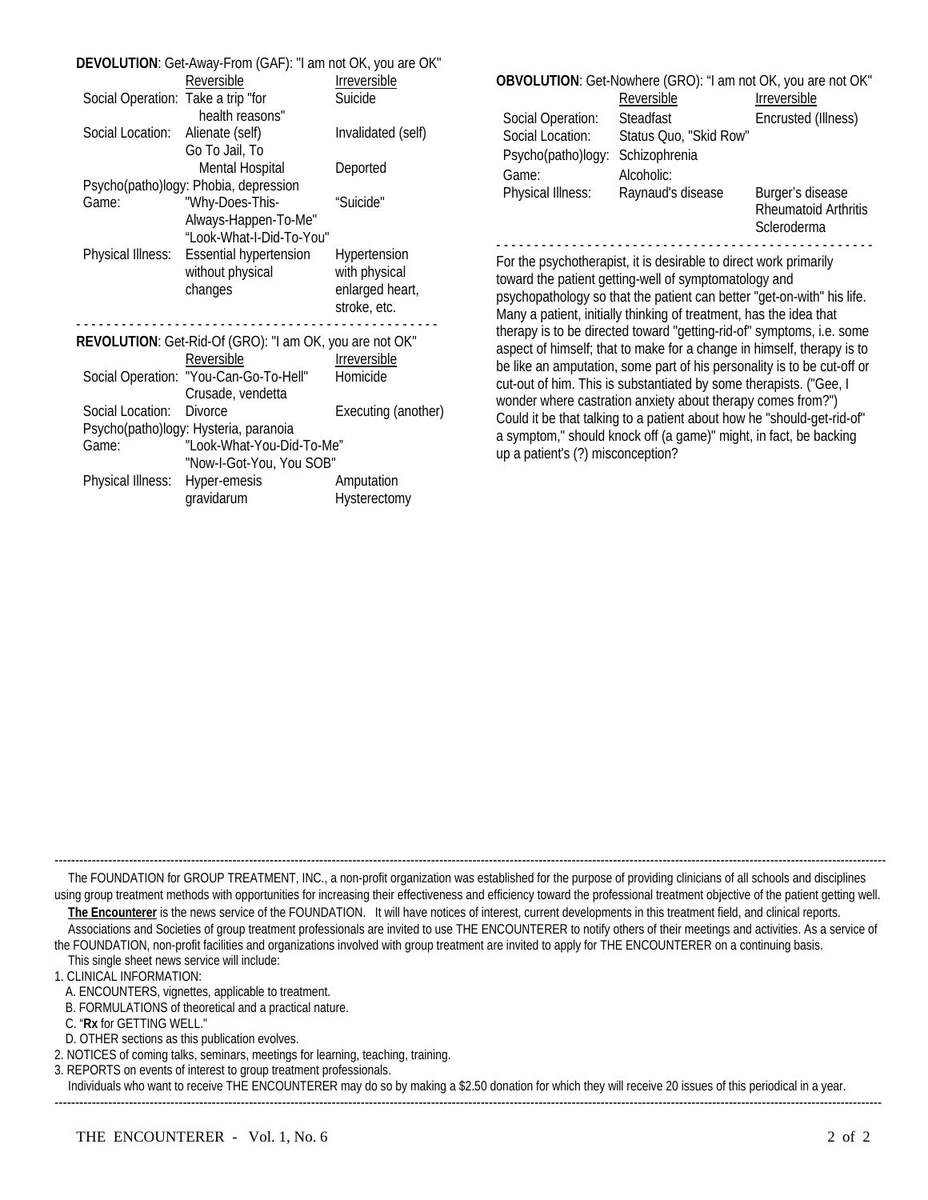**DEVOLUTION**: Get-Away-From (GAF): "I am not OK, you are OK"

| | Reversible | Irreversible |
|---|---|---|
| Social Operation: | Take a trip "for health reasons" | Suicide |
| Social Location: | Alienate (self) | Invalidated (self) |
| | Go To Jail, To Mental Hospital | Deported |
| Psycho(patho)logy: | Phobia, depression | |
| Game: | "Why-Does-This-Always-Happen-To-Me" "Look-What-I-Did-To-You" | "Suicide" |
| Physical Illness: | Essential hypertension without physical changes | Hypertension with physical enlarged heart, stroke, etc. |

- - - - - - - - - - - - - - - - - - - - - - - - - - - - - - - - - - - - - - - - - - - - - - -

**REVOLUTION**: Get-Rid-Of (GRO): "I am OK, you are not OK"

| | Reversible | Irreversible |
|---|---|---|
| Social Operation: | "You-Can-Go-To-Hell" Crusade, vendetta | Homicide |
| Social Location: | Divorce | Executing (another) |
| Psycho(patho)logy: | Hysteria, paranoia | |
| Game: | "Look-What-You-Did-To-Me" "Now-I-Got-You, You SOB" | |
| Physical Illness: | Hyper-emesis gravidarum | Amputation Hysterectomy |

**OBVOLUTION**: Get-Nowhere (GRO): "I am not OK, you are not OK"

| | Reversible | Irreversible |
|---|---|---|
| Social Operation: | Steadfast | Encrusted (Illness) |
| Social Location: | Status Quo, "Skid Row" | |
| Psycho(patho)logy: | Schizophrenia | |
| Game: | Alcoholic: | |
| Physical Illness: | Raynaud's disease | Burger's disease Rheumatoid Arthritis Scleroderma |

- - - - - - - - - - - - - - - - - - - - - - - - - - - - - - - - - - - - - - - - - - - - - - -

For the psychotherapist, it is desirable to direct work primarily toward the patient getting-well of symptomatology and psychopathology so that the patient can better "get-on-with" his life. Many a patient, initially thinking of treatment, has the idea that therapy is to be directed toward "getting-rid-of" symptoms, i.e. some aspect of himself; that to make for a change in himself, therapy is to be like an amputation, some part of his personality is to be cut-off or cut-out of him. This is substantiated by some therapists. ("Gee, I wonder where castration anxiety about therapy comes from?") Could it be that talking to a patient about how he "should-get-rid-of" a symptom," should knock off (a game)" might, in fact, be backing up a patient's (?) misconception?

---

The FOUNDATION for GROUP TREATMENT, INC., a non-profit organization was established for the purpose of providing clinicians of all schools and disciplines using group treatment methods with opportunities for increasing their effectiveness and efficiency toward the professional treatment objective of the patient getting well.

**The Encounterer** is the news service of the FOUNDATION. It will have notices of interest, current developments in this treatment field, and clinical reports.

Associations and Societies of group treatment professionals are invited to use THE ENCOUNTERER to notify others of their meetings and activities. As a service of the FOUNDATION, non-profit facilities and organizations involved with group treatment are invited to apply for THE ENCOUNTERER on a continuing basis.

This single sheet news service will include:

1. CLINICAL INFORMATION:
   A. ENCOUNTERS, vignettes, applicable to treatment.
   B. FORMULATIONS of theoretical and a practical nature.
   C. "**Rx** for GETTING WELL."
   D. OTHER sections as this publication evolves.
2. NOTICES of coming talks, seminars, meetings for learning, teaching, training.
3. REPORTS on events of interest to group treatment professionals.

Individuals who want to receive THE ENCOUNTERER may do so by making a $2.50 donation for which they will receive 20 issues of this periodical in a year.

---